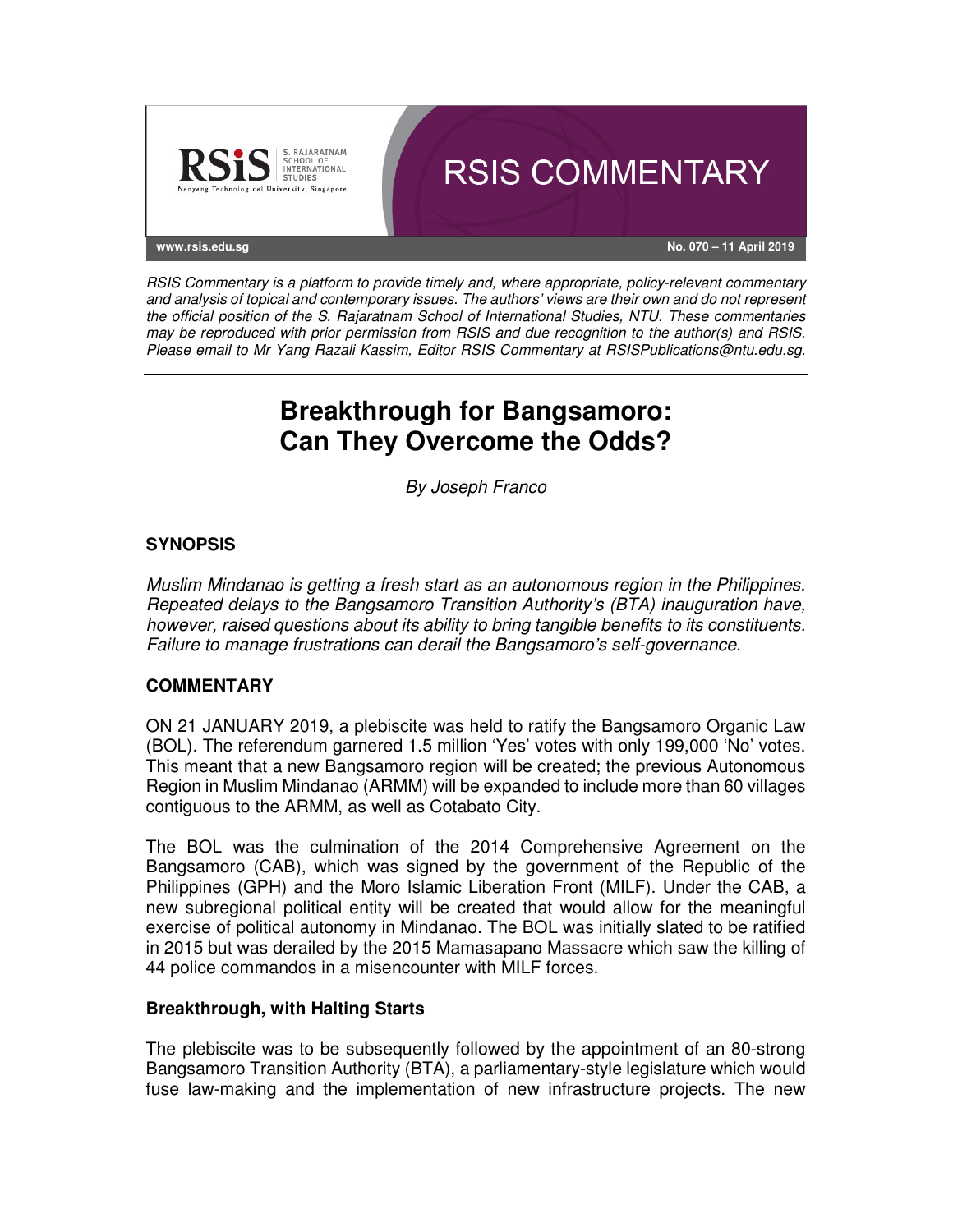RSIS COMMENTARY

www.rsis.edu.sg

No. 070 – 11 April 2019

*RSIS Commentary is a platform to provide timely and, where appropriate, policy-relevant commentary and analysis of topical and contemporary issues. The authors' views are their own and do not represent the official position of the S. Rajaratnam School of International Studies, NTU. These commentaries may be reproduced with prior permission from RSIS and due recognition to the author(s) and RSIS. Please email to Mr Yang Razali Kassim, Editor RSIS Commentary at RSISPublications@ntu.edu.sg.*

# Breakthrough for Bangsamoro: Can They Overcome the Odds?

*By Joseph Franco*

## SYNOPSIS

*Muslim Mindanao is getting a fresh start as an autonomous region in the Philippines. Repeated delays to the Bangsamoro Transition Authority's (BTA) inauguration have, however, raised questions about its ability to bring tangible benefits to its constituents. Failure to manage frustrations can derail the Bangsamoro's self-governance.*

## COMMENTARY

ON 21 JANUARY 2019, a plebiscite was held to ratify the Bangsamoro Organic Law (BOL). The referendum garnered 1.5 million 'Yes' votes with only 199,000 'No' votes. This meant that a new Bangsamoro region will be created; the previous Autonomous Region in Muslim Mindanao (ARMM) will be expanded to include more than 60 villages contiguous to the ARMM, as well as Cotabato City.

The BOL was the culmination of the 2014 Comprehensive Agreement on the Bangsamoro (CAB), which was signed by the government of the Republic of the Philippines (GPH) and the Moro Islamic Liberation Front (MILF). Under the CAB, a new subregional political entity will be created that would allow for the meaningful exercise of political autonomy in Mindanao. The BOL was initially slated to be ratified in 2015 but was derailed by the 2015 Mamasapano Massacre which saw the killing of 44 police commandos in a misencounter with MILF forces.

### Breakthrough, with Halting Starts

The plebiscite was to be subsequently followed by the appointment of an 80-strong Bangsamoro Transition Authority (BTA), a parliamentary-style legislature which would fuse law-making and the implementation of new infrastructure projects. The new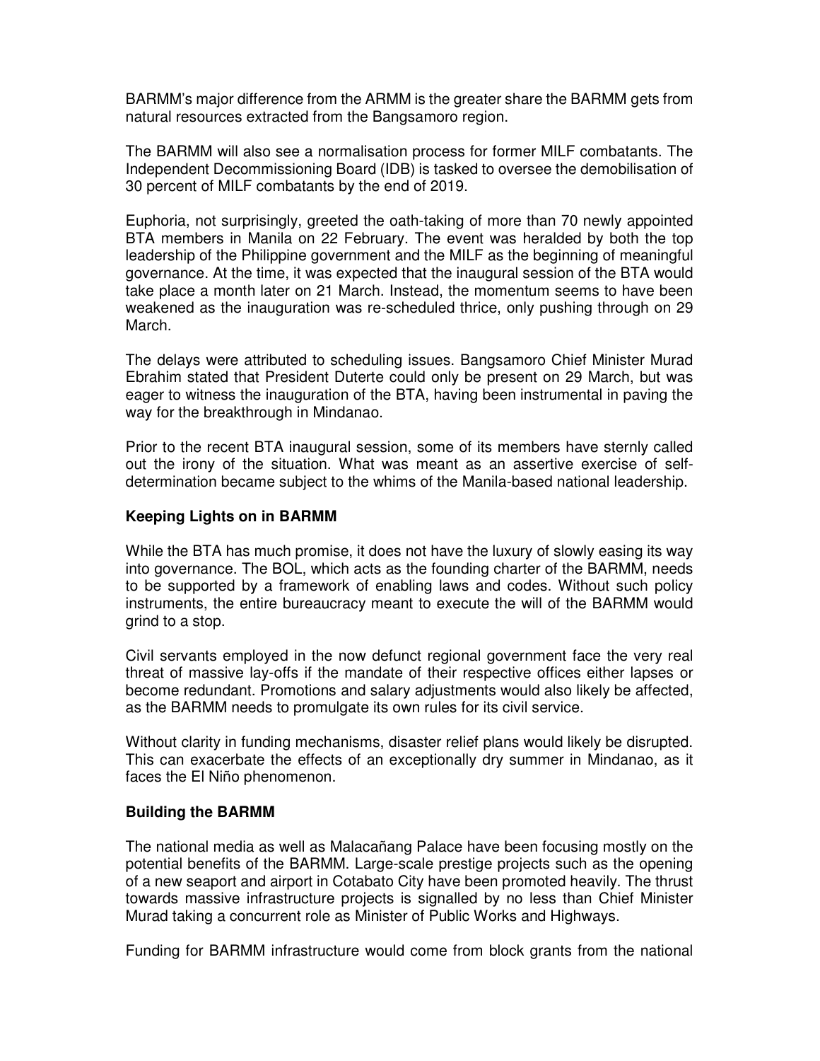BARMM's major difference from the ARMM is the greater share the BARMM gets from natural resources extracted from the Bangsamoro region.

The BARMM will also see a normalisation process for former MILF combatants. The Independent Decommissioning Board (IDB) is tasked to oversee the demobilisation of 30 percent of MILF combatants by the end of 2019.

Euphoria, not surprisingly, greeted the oath-taking of more than 70 newly appointed BTA members in Manila on 22 February. The event was heralded by both the top leadership of the Philippine government and the MILF as the beginning of meaningful governance. At the time, it was expected that the inaugural session of the BTA would take place a month later on 21 March. Instead, the momentum seems to have been weakened as the inauguration was re-scheduled thrice, only pushing through on 29 March.

The delays were attributed to scheduling issues. Bangsamoro Chief Minister Murad Ebrahim stated that President Duterte could only be present on 29 March, but was eager to witness the inauguration of the BTA, having been instrumental in paving the way for the breakthrough in Mindanao.

Prior to the recent BTA inaugural session, some of its members have sternly called out the irony of the situation. What was meant as an assertive exercise of self-determination became subject to the whims of the Manila-based national leadership.

**Keeping Lights on in BARMM**

While the BTA has much promise, it does not have the luxury of slowly easing its way into governance. The BOL, which acts as the founding charter of the BARMM, needs to be supported by a framework of enabling laws and codes. Without such policy instruments, the entire bureaucracy meant to execute the will of the BARMM would grind to a stop.

Civil servants employed in the now defunct regional government face the very real threat of massive lay-offs if the mandate of their respective offices either lapses or become redundant. Promotions and salary adjustments would also likely be affected, as the BARMM needs to promulgate its own rules for its civil service.

Without clarity in funding mechanisms, disaster relief plans would likely be disrupted. This can exacerbate the effects of an exceptionally dry summer in Mindanao, as it faces the El Niño phenomenon.

**Building the BARMM**

The national media as well as Malacañang Palace have been focusing mostly on the potential benefits of the BARMM. Large-scale prestige projects such as the opening of a new seaport and airport in Cotabato City have been promoted heavily. The thrust towards massive infrastructure projects is signalled by no less than Chief Minister Murad taking a concurrent role as Minister of Public Works and Highways.

Funding for BARMM infrastructure would come from block grants from the national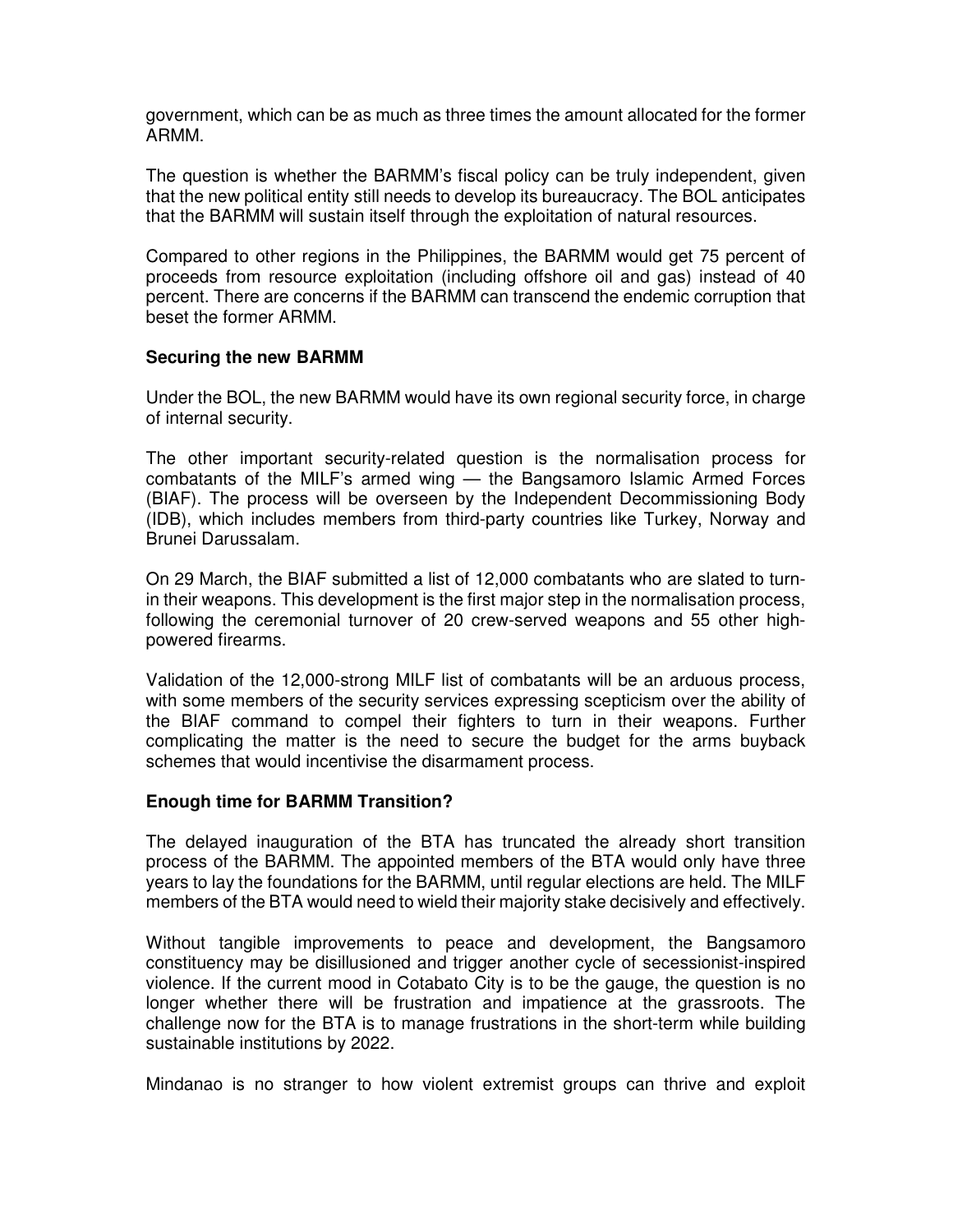government, which can be as much as three times the amount allocated for the former ARMM.

The question is whether the BARMM's fiscal policy can be truly independent, given that the new political entity still needs to develop its bureaucracy. The BOL anticipates that the BARMM will sustain itself through the exploitation of natural resources.

Compared to other regions in the Philippines, the BARMM would get 75 percent of proceeds from resource exploitation (including offshore oil and gas) instead of 40 percent. There are concerns if the BARMM can transcend the endemic corruption that beset the former ARMM.

**Securing the new BARMM**

Under the BOL, the new BARMM would have its own regional security force, in charge of internal security.

The other important security-related question is the normalisation process for combatants of the MILF's armed wing — the Bangsamoro Islamic Armed Forces (BIAF). The process will be overseen by the Independent Decommissioning Body (IDB), which includes members from third-party countries like Turkey, Norway and Brunei Darussalam.

On 29 March, the BIAF submitted a list of 12,000 combatants who are slated to turn-in their weapons. This development is the first major step in the normalisation process, following the ceremonial turnover of 20 crew-served weapons and 55 other high-powered firearms.

Validation of the 12,000-strong MILF list of combatants will be an arduous process, with some members of the security services expressing scepticism over the ability of the BIAF command to compel their fighters to turn in their weapons. Further complicating the matter is the need to secure the budget for the arms buyback schemes that would incentivise the disarmament process.

**Enough time for BARMM Transition?**

The delayed inauguration of the BTA has truncated the already short transition process of the BARMM. The appointed members of the BTA would only have three years to lay the foundations for the BARMM, until regular elections are held. The MILF members of the BTA would need to wield their majority stake decisively and effectively.

Without tangible improvements to peace and development, the Bangsamoro constituency may be disillusioned and trigger another cycle of secessionist-inspired violence. If the current mood in Cotabato City is to be the gauge, the question is no longer whether there will be frustration and impatience at the grassroots. The challenge now for the BTA is to manage frustrations in the short-term while building sustainable institutions by 2022.

Mindanao is no stranger to how violent extremist groups can thrive and exploit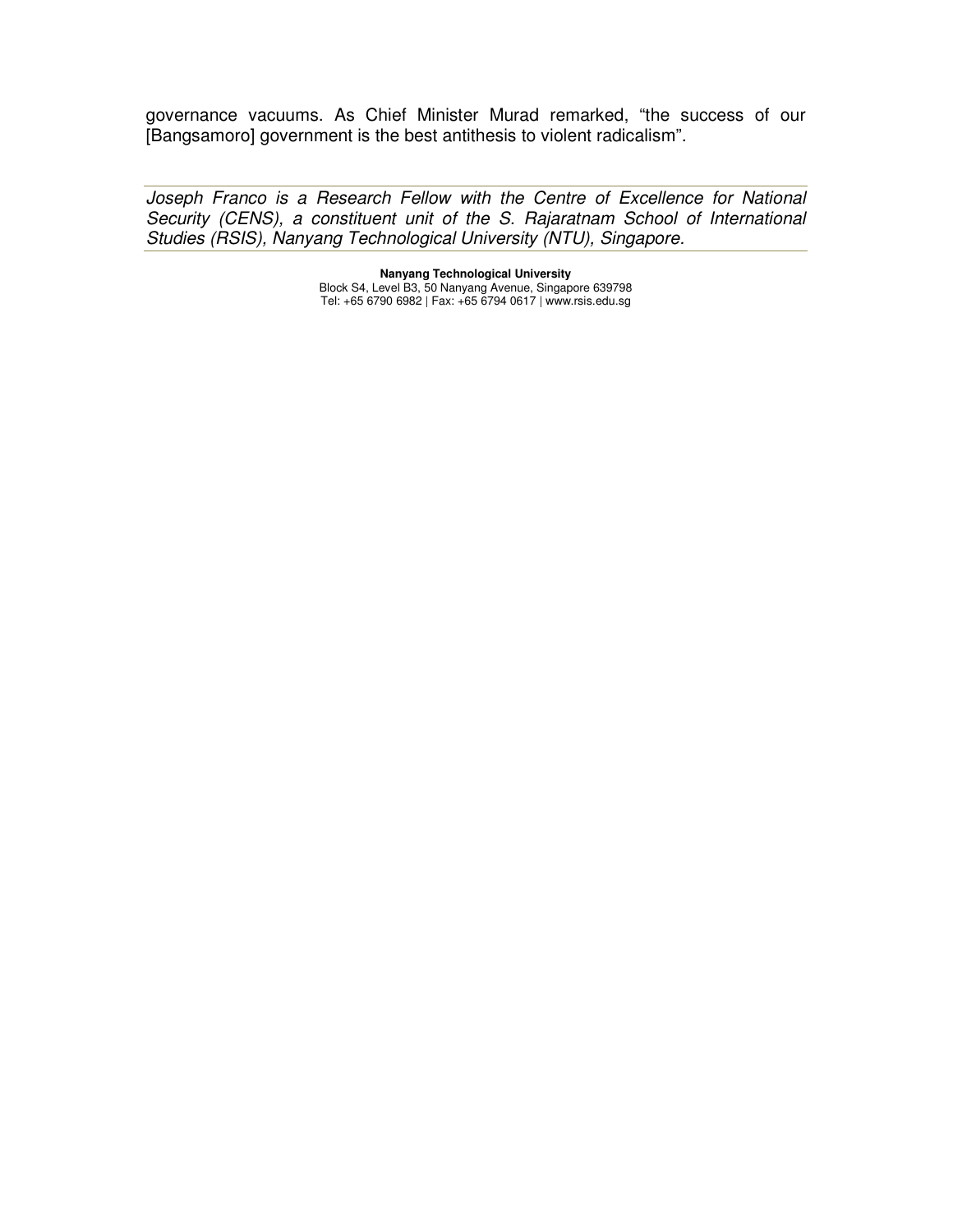governance vacuums. As Chief Minister Murad remarked, "the success of our [Bangsamoro] government is the best antithesis to violent radicalism".

---

*Joseph Franco is a Research Fellow with the Centre of Excellence for National Security (CENS), a constituent unit of the S. Rajaratnam School of International Studies (RSIS), Nanyang Technological University (NTU), Singapore.*

---

**Nanyang Technological University**
Block S4, Level B3, 50 Nanyang Avenue, Singapore 639798
Tel: +65 6790 6982 | Fax: +65 6794 0617 | www.rsis.edu.sg